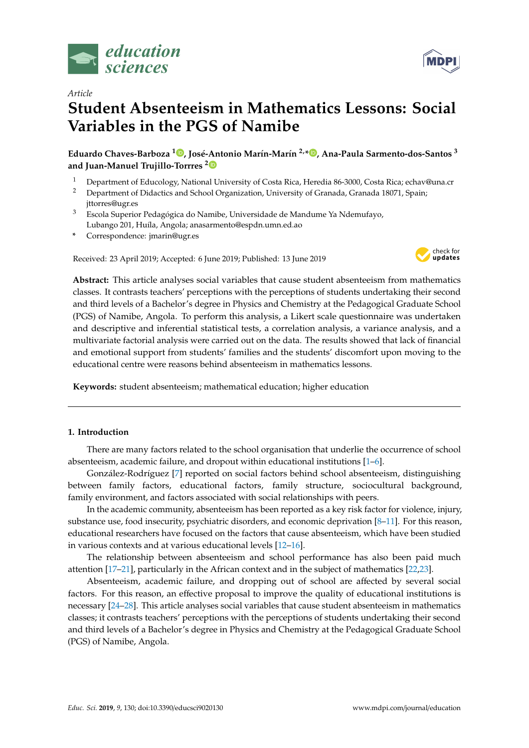*Article*

# Student Absenteeism in Mathematics Lessons: Social Variables in the PGS of Namibe

**Eduardo Chaves-Barboza [1], José-Antonio Marín-Marín [2,*], Ana-Paula Sarmento-dos-Santos [3] and Juan-Manuel Trujillo-Torres [2]**

[1] Department of Educology, National University of Costa Rica, Heredia 86-3000, Costa Rica; echav@una.cr
[2] Department of Didactics and School Organization, University of Granada, Granada 18071, Spain; jttorres@ugr.es
[3] Escola Superior Pedagógica do Namibe, Universidade de Mandume Ya Ndemufayo, Lubango 201, Huíla, Angola; anasarmento@espdn.umn.ed.ao
* Correspondence: jmarin@ugr.es

Received: 23 April 2019; Accepted: 6 June 2019; Published: 13 June 2019

**Abstract:** This article analyses social variables that cause student absenteeism from mathematics classes. It contrasts teachers' perceptions with the perceptions of students undertaking their second and third levels of a Bachelor's degree in Physics and Chemistry at the Pedagogical Graduate School (PGS) of Namibe, Angola. To perform this analysis, a Likert scale questionnaire was undertaken and descriptive and inferential statistical tests, a correlation analysis, a variance analysis, and a multivariate factorial analysis were carried out on the data. The results showed that lack of financial and emotional support from students' families and the students' discomfort upon moving to the educational centre were reasons behind absenteeism in mathematics lessons.

**Keywords:** student absenteeism; mathematical education; higher education

## 1. Introduction

There are many factors related to the school organisation that underlie the occurrence of school absenteeism, academic failure, and dropout within educational institutions [1–6].

González-Rodríguez [7] reported on social factors behind school absenteeism, distinguishing between family factors, educational factors, family structure, sociocultural background, family environment, and factors associated with social relationships with peers.

In the academic community, absenteeism has been reported as a key risk factor for violence, injury, substance use, food insecurity, psychiatric disorders, and economic deprivation [8–11]. For this reason, educational researchers have focused on the factors that cause absenteeism, which have been studied in various contexts and at various educational levels [12–16].

The relationship between absenteeism and school performance has also been paid much attention [17–21], particularly in the African context and in the subject of mathematics [22,23].

Absenteeism, academic failure, and dropping out of school are affected by several social factors. For this reason, an effective proposal to improve the quality of educational institutions is necessary [24–28]. This article analyses social variables that cause student absenteeism in mathematics classes; it contrasts teachers' perceptions with the perceptions of students undertaking their second and third levels of a Bachelor's degree in Physics and Chemistry at the Pedagogical Graduate School (PGS) of Namibe, Angola.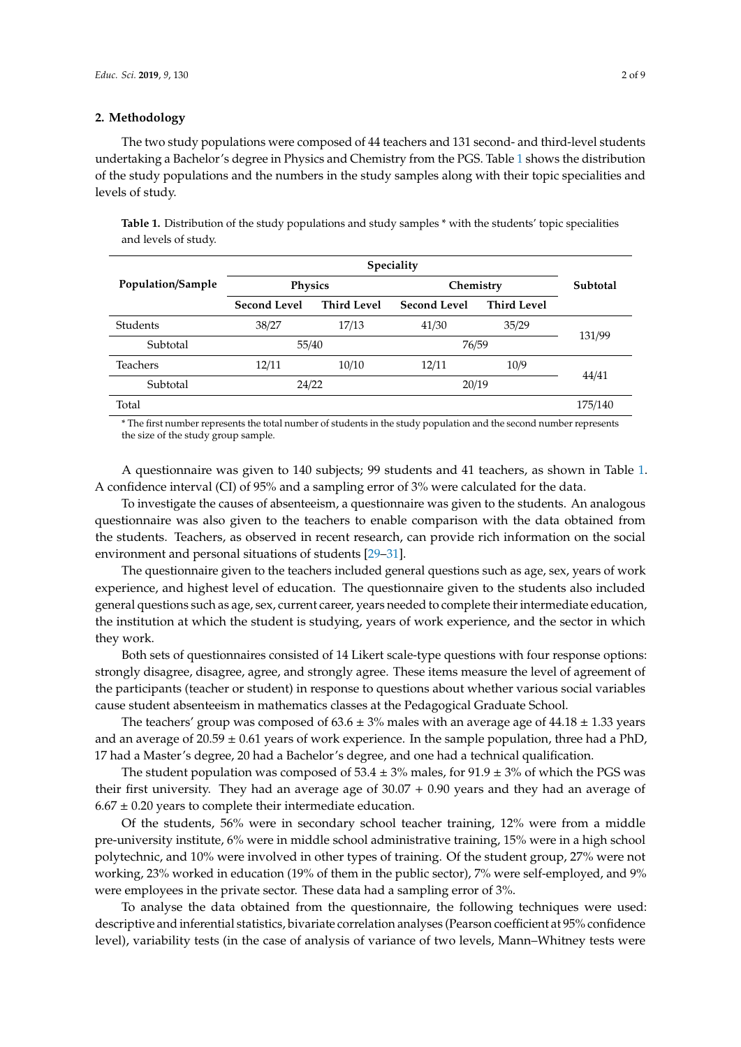## 2. Methodology

The two study populations were composed of 44 teachers and 131 second- and third-level students undertaking a Bachelor's degree in Physics and Chemistry from the PGS. Table 1 shows the distribution of the study populations and the numbers in the study samples along with their topic specialities and levels of study.

**Table 1.** Distribution of the study populations and study samples * with the students' topic specialities and levels of study.

| Population/Sample | Speciality | | | | Subtotal |
|---|---|---|---|---|---|
| | Physics | | Chemistry | | |
| | Second Level | Third Level | Second Level | Third Level | |
| Students | 38/27 | 17/13 | 41/30 | 35/29 | 131/99 |
| Subtotal | 55/40 | | 76/59 | | |
| Teachers | 12/11 | 10/10 | 12/11 | 10/9 | 44/41 |
| Subtotal | 24/22 | | 20/19 | | |
| Total | | | | | 175/140 |

\* The first number represents the total number of students in the study population and the second number represents the size of the study group sample.

A questionnaire was given to 140 subjects; 99 students and 41 teachers, as shown in Table 1. A confidence interval (CI) of 95% and a sampling error of 3% were calculated for the data.

To investigate the causes of absenteeism, a questionnaire was given to the students. An analogous questionnaire was also given to the teachers to enable comparison with the data obtained from the students. Teachers, as observed in recent research, can provide rich information on the social environment and personal situations of students [29–31].

The questionnaire given to the teachers included general questions such as age, sex, years of work experience, and highest level of education. The questionnaire given to the students also included general questions such as age, sex, current career, years needed to complete their intermediate education, the institution at which the student is studying, years of work experience, and the sector in which they work.

Both sets of questionnaires consisted of 14 Likert scale-type questions with four response options: strongly disagree, disagree, agree, and strongly agree. These items measure the level of agreement of the participants (teacher or student) in response to questions about whether various social variables cause student absenteeism in mathematics classes at the Pedagogical Graduate School.

The teachers' group was composed of $63.6 \pm 3\%$ males with an average age of $44.18 \pm 1.33$ years and an average of $20.59 \pm 0.61$ years of work experience. In the sample population, three had a PhD, 17 had a Master's degree, 20 had a Bachelor's degree, and one had a technical qualification.

The student population was composed of $53.4 \pm 3\%$ males, for $91.9 \pm 3\%$ of which the PGS was their first university. They had an average age of $30.07 + 0.90$ years and they had an average of $6.67 \pm 0.20$ years to complete their intermediate education.

Of the students, 56% were in secondary school teacher training, 12% were from a middle pre-university institute, 6% were in middle school administrative training, 15% were in a high school polytechnic, and 10% were involved in other types of training. Of the student group, 27% were not working, 23% worked in education (19% of them in the public sector), 7% were self-employed, and 9% were employees in the private sector. These data had a sampling error of 3%.

To analyse the data obtained from the questionnaire, the following techniques were used: descriptive and inferential statistics, bivariate correlation analyses (Pearson coefficient at 95% confidence level), variability tests (in the case of analysis of variance of two levels, Mann–Whitney tests were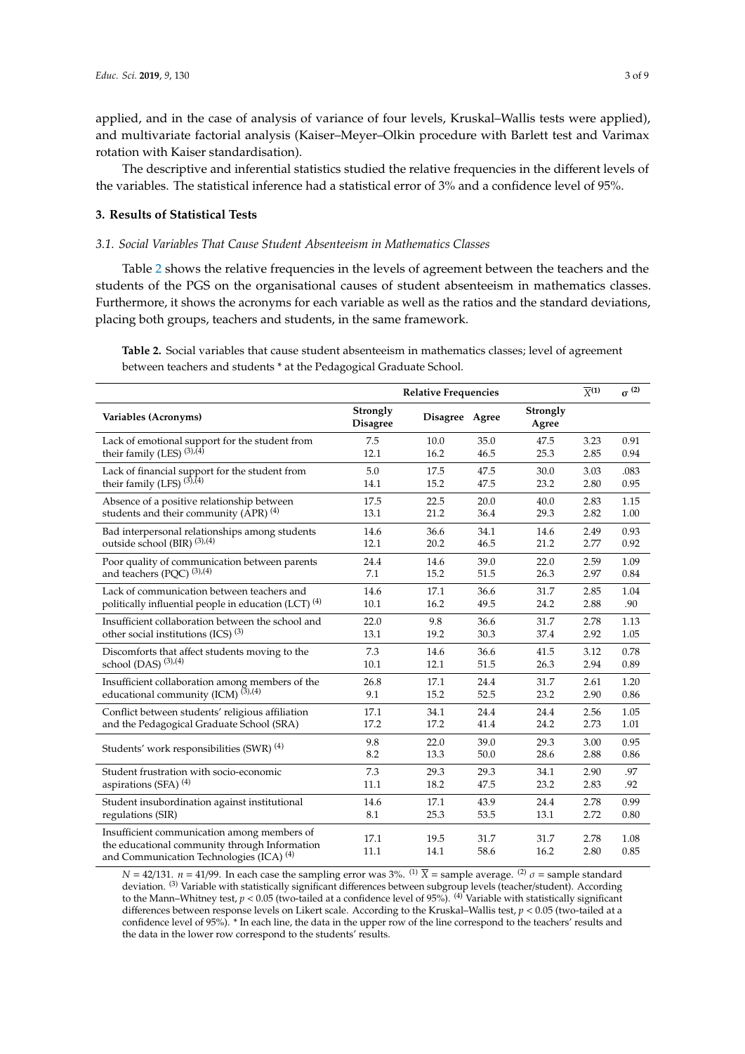applied, and in the case of analysis of variance of four levels, Kruskal–Wallis tests were applied), and multivariate factorial analysis (Kaiser–Meyer–Olkin procedure with Barlett test and Varimax rotation with Kaiser standardisation).

The descriptive and inferential statistics studied the relative frequencies in the different levels of the variables. The statistical inference had a statistical error of 3% and a confidence level of 95%.

## 3. Results of Statistical Tests

### *3.1. Social Variables That Cause Student Absenteeism in Mathematics Classes*

Table 2 shows the relative frequencies in the levels of agreement between the teachers and the students of the PGS on the organisational causes of student absenteeism in mathematics classes. Furthermore, it shows the acronyms for each variable as well as the ratios and the standard deviations, placing both groups, teachers and students, in the same framework.

**Table 2.** Social variables that cause student absenteeism in mathematics classes; level of agreement between teachers and students * at the Pedagogical Graduate School.

| | Relative Frequencies | | | | $\overline{X}^{(1)}$ | $\sigma^{(2)}$ |
|---|---|---|---|---|---|---|
| **Variables (Acronyms)** | **Strongly Disagree** | **Disagree** | **Agree** | **Strongly Agree** | | |
| Lack of emotional support for the student from their family (LES) (3),(4) | 7.5 | 10.0 | 35.0 | 47.5 | 3.23 | 0.91 |
| | 12.1 | 16.2 | 46.5 | 25.3 | 2.85 | 0.94 |
| Lack of financial support for the student from their family (LFS) (3),(4) | 5.0 | 17.5 | 47.5 | 30.0 | 3.03 | .083 |
| | 14.1 | 15.2 | 47.5 | 23.2 | 2.80 | 0.95 |
| Absence of a positive relationship between students and their community (APR) (4) | 17.5 | 22.5 | 20.0 | 40.0 | 2.83 | 1.15 |
| | 13.1 | 21.2 | 36.4 | 29.3 | 2.82 | 1.00 |
| Bad interpersonal relationships among students outside school (BIR) (3),(4) | 14.6 | 36.6 | 34.1 | 14.6 | 2.49 | 0.93 |
| | 12.1 | 20.2 | 46.5 | 21.2 | 2.77 | 0.92 |
| Poor quality of communication between parents and teachers (PQC) (3),(4) | 24.4 | 14.6 | 39.0 | 22.0 | 2.59 | 1.09 |
| | 7.1 | 15.2 | 51.5 | 26.3 | 2.97 | 0.84 |
| Lack of communication between teachers and politically influential people in education (LCT) (4) | 14.6 | 17.1 | 36.6 | 31.7 | 2.85 | 1.04 |
| | 10.1 | 16.2 | 49.5 | 24.2 | 2.88 | .90 |
| Insufficient collaboration between the school and other social institutions (ICS) (3) | 22.0 | 9.8 | 36.6 | 31.7 | 2.78 | 1.13 |
| | 13.1 | 19.2 | 30.3 | 37.4 | 2.92 | 1.05 |
| Discomforts that affect students moving to the school (DAS) (3),(4) | 7.3 | 14.6 | 36.6 | 41.5 | 3.12 | 0.78 |
| | 10.1 | 12.1 | 51.5 | 26.3 | 2.94 | 0.89 |
| Insufficient collaboration among members of the educational community (ICM) (3),(4) | 26.8 | 17.1 | 24.4 | 31.7 | 2.61 | 1.20 |
| | 9.1 | 15.2 | 52.5 | 23.2 | 2.90 | 0.86 |
| Conflict between students' religious affiliation and the Pedagogical Graduate School (SRA) | 17.1 | 34.1 | 24.4 | 24.4 | 2.56 | 1.05 |
| | 17.2 | 17.2 | 41.4 | 24.2 | 2.73 | 1.01 |
| Students' work responsibilities (SWR) (4) | 9.8 | 22.0 | 39.0 | 29.3 | 3.00 | 0.95 |
| | 8.2 | 13.3 | 50.0 | 28.6 | 2.88 | 0.86 |
| Student frustration with socio-economic aspirations (SFA) (4) | 7.3 | 29.3 | 29.3 | 34.1 | 2.90 | .97 |
| | 11.1 | 18.2 | 47.5 | 23.2 | 2.83 | .92 |
| Student insubordination against institutional regulations (SIR) | 14.6 | 17.1 | 43.9 | 24.4 | 2.78 | 0.99 |
| | 8.1 | 25.3 | 53.5 | 13.1 | 2.72 | 0.80 |
| Insufficient communication among members of the educational community through Information and Communication Technologies (ICA) (4) | 17.1 | 19.5 | 31.7 | 31.7 | 2.78 | 1.08 |
| | 11.1 | 14.1 | 58.6 | 16.2 | 2.80 | 0.85 |

$N$ = 42/131. $n$ = 41/99. In each case the sampling error was 3%. (1) $\overline{X}$ = sample average. (2) $\sigma$ = sample standard deviation. (3) Variable with statistically significant differences between subgroup levels (teacher/student). According to the Mann–Whitney test, $p < 0.05$ (two-tailed at a confidence level of 95%). (4) Variable with statistically significant differences between response levels on Likert scale. According to the Kruskal–Wallis test, $p < 0.05$ (two-tailed at a confidence level of 95%). * In each line, the data in the upper row of the line correspond to the teachers' results and the data in the lower row correspond to the students' results.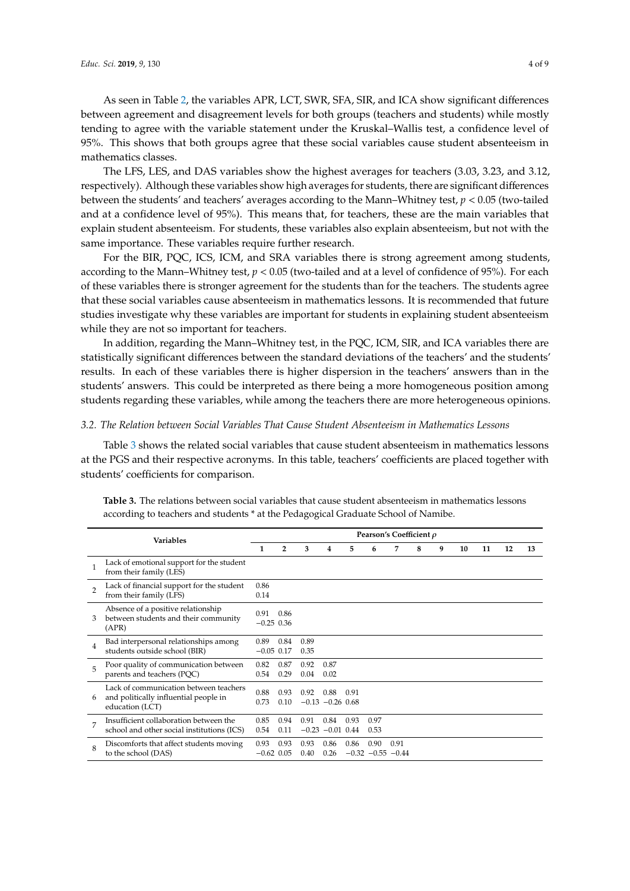As seen in Table 2, the variables APR, LCT, SWR, SFA, SIR, and ICA show significant differences between agreement and disagreement levels for both groups (teachers and students) while mostly tending to agree with the variable statement under the Kruskal–Wallis test, a confidence level of 95%. This shows that both groups agree that these social variables cause student absenteeism in mathematics classes.

The LFS, LES, and DAS variables show the highest averages for teachers (3.03, 3.23, and 3.12, respectively). Although these variables show high averages for students, there are significant differences between the students' and teachers' averages according to the Mann–Whitney test, $p < 0.05$ (two-tailed and at a confidence level of 95%). This means that, for teachers, these are the main variables that explain student absenteeism. For students, these variables also explain absenteeism, but not with the same importance. These variables require further research.

For the BIR, PQC, ICS, ICM, and SRA variables there is strong agreement among students, according to the Mann–Whitney test, $p < 0.05$ (two-tailed and at a level of confidence of 95%). For each of these variables there is stronger agreement for the students than for the teachers. The students agree that these social variables cause absenteeism in mathematics lessons. It is recommended that future studies investigate why these variables are important for students in explaining student absenteeism while they are not so important for teachers.

In addition, regarding the Mann–Whitney test, in the PQC, ICM, SIR, and ICA variables there are statistically significant differences between the standard deviations of the teachers' and the students' results. In each of these variables there is higher dispersion in the teachers' answers than in the students' answers. This could be interpreted as there being a more homogeneous position among students regarding these variables, while among the teachers there are more heterogeneous opinions.

### 3.2. The Relation between Social Variables That Cause Student Absenteeism in Mathematics Lessons

Table 3 shows the related social variables that cause student absenteeism in mathematics lessons at the PGS and their respective acronyms. In this table, teachers' coefficients are placed together with students' coefficients for comparison.

**Table 3.** The relations between social variables that cause student absenteeism in mathematics lessons according to teachers and students * at the Pedagogical Graduate School of Namibe.

| | Variables | Pearson's Coefficient $\rho$ | | | | | | | | | | | | |
|---|---|---|---|---|---|---|---|---|---|---|---|---|---|---|
| | | 1 | 2 | 3 | 4 | 5 | 6 | 7 | 8 | 9 | 10 | 11 | 12 | 13 |
| 1 | Lack of emotional support for the student from their family (LES) | | | | | | | | | | | | | |
| 2 | Lack of financial support for the student from their family (LFS) | 0.86<br>0.14 | | | | | | | | | | | | |
| 3 | Absence of a positive relationship between students and their community (APR) | 0.91<br>−0.25 | 0.86<br>0.36 | | | | | | | | | | | |
| 4 | Bad interpersonal relationships among students outside school (BIR) | 0.89<br>−0.05 | 0.84<br>0.17 | 0.89<br>0.35 | | | | | | | | | | |
| 5 | Poor quality of communication between parents and teachers (PQC) | 0.82<br>0.54 | 0.87<br>0.29 | 0.92<br>0.04 | 0.87<br>0.02 | | | | | | | | | |
| 6 | Lack of communication between teachers and politically influential people in education (LCT) | 0.88<br>0.73 | 0.93<br>0.10 | 0.92<br>−0.13 | 0.88<br>−0.26 | 0.91<br>0.68 | | | | | | | | |
| 7 | Insufficient collaboration between the school and other social institutions (ICS) | 0.85<br>0.54 | 0.94<br>0.11 | 0.91<br>−0.23 | 0.84<br>−0.01 | 0.93<br>0.44 | 0.97<br>0.53 | | | | | | | |
| 8 | Discomforts that affect students moving to the school (DAS) | 0.93<br>−0.62 | 0.93<br>0.05 | 0.93<br>0.40 | 0.86<br>0.26 | 0.86<br>−0.32 | 0.90<br>−0.55 | 0.91<br>−0.44 | | | | | | |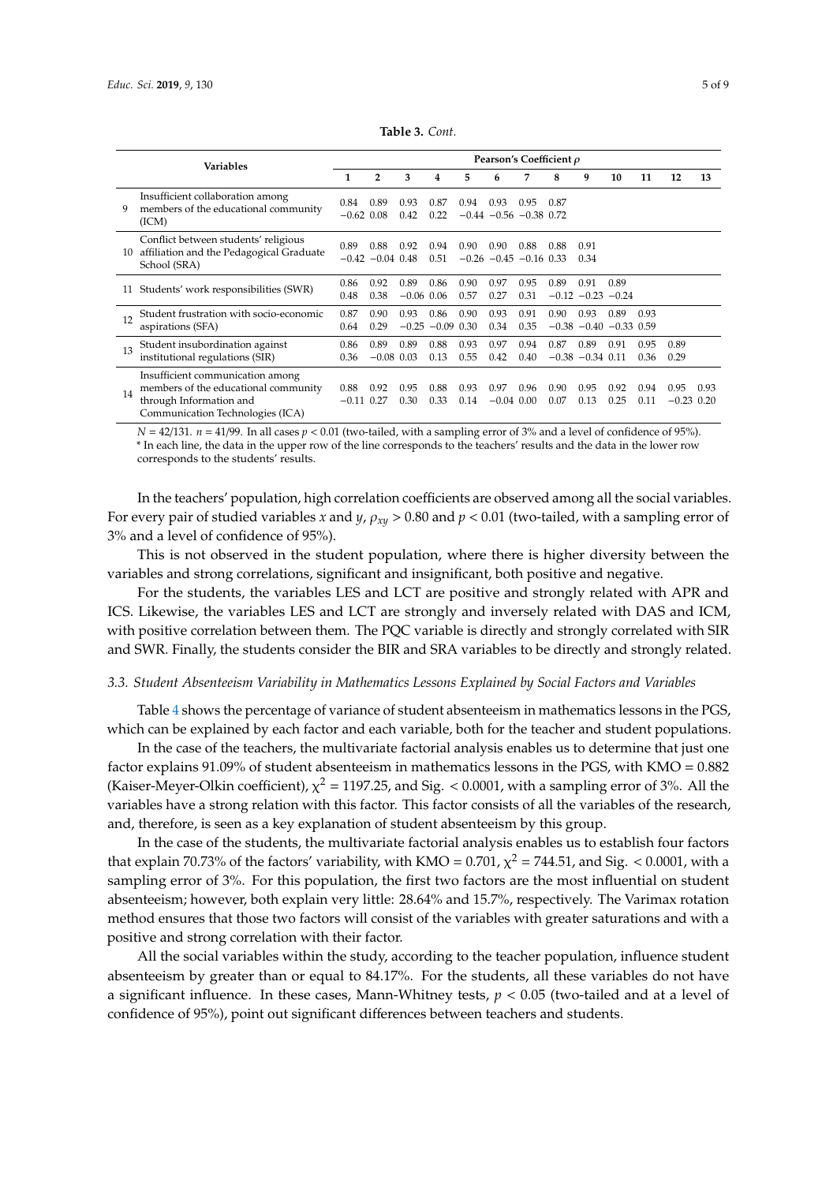**Table 3.** *Cont.*

| | Variables | Pearson's Coefficient $\rho$ | | | | | | | | | | | | |
|---|---|---|---|---|---|---|---|---|---|---|---|---|---|---|
| | | 1 | 2 | 3 | 4 | 5 | 6 | 7 | 8 | 9 | 10 | 11 | 12 | 13 |
| 9 | Insufficient collaboration among members of the educational community (ICM) | 0.84<br>−0.62 | 0.89<br>0.08 | 0.93<br>0.42 | 0.87<br>0.22 | 0.94<br>−0.44 | 0.93<br>−0.56 | 0.95<br>−0.38 | 0.87<br>0.72 | | | | | |
| 10 | Conflict between students' religious affiliation and the Pedagogical Graduate School (SRA) | 0.89<br>−0.42 | 0.88<br>−0.04 | 0.92<br>0.48 | 0.94<br>0.51 | 0.90<br>−0.26 | 0.90<br>−0.45 | 0.88<br>−0.16 | 0.88<br>0.33 | 0.91<br>0.34 | | | | |
| 11 | Students' work responsibilities (SWR) | 0.86<br>0.48 | 0.92<br>0.38 | 0.89<br>−0.06 | 0.86<br>0.06 | 0.90<br>0.57 | 0.97<br>0.27 | 0.95<br>0.31 | 0.89<br>−0.12 | 0.91<br>−0.23 | 0.89<br>−0.24 | | | |
| 12 | Student frustration with socio-economic aspirations (SFA) | 0.87<br>0.64 | 0.90<br>0.29 | 0.93<br>−0.25 | 0.86<br>−0.09 | 0.90<br>0.30 | 0.93<br>0.34 | 0.91<br>0.35 | 0.90<br>−0.38 | 0.93<br>−0.40 | 0.89<br>−0.33 | 0.93<br>0.59 | | |
| 13 | Student insubordination against institutional regulations (SIR) | 0.86<br>0.36 | 0.89<br>−0.08 | 0.89<br>0.03 | 0.88<br>0.13 | 0.93<br>0.55 | 0.97<br>0.42 | 0.94<br>0.40 | 0.87<br>−0.38 | 0.89<br>−0.34 | 0.91<br>0.11 | 0.95<br>0.36 | 0.89<br>0.29 | |
| 14 | Insufficient communication among members of the educational community through Information and Communication Technologies (ICA) | 0.88<br>−0.11 | 0.92<br>0.27 | 0.95<br>0.30 | 0.88<br>0.33 | 0.93<br>0.14 | 0.97<br>−0.04 | 0.96<br>0.00 | 0.90<br>0.07 | 0.95<br>0.13 | 0.92<br>0.25 | 0.94<br>0.11 | 0.95<br>−0.23 | 0.93<br>0.20 |

$N = 42/131$. $n = 41/99$. In all cases $p < 0.01$ (two-tailed, with a sampling error of 3% and a level of confidence of 95%). * In each line, the data in the upper row of the line corresponds to the teachers' results and the data in the lower row corresponds to the students' results.

In the teachers' population, high correlation coefficients are observed among all the social variables. For every pair of studied variables $x$ and $y$, $\rho_{xy} > 0.80$ and $p < 0.01$ (two-tailed, with a sampling error of 3% and a level of confidence of 95%).

This is not observed in the student population, where there is higher diversity between the variables and strong correlations, significant and insignificant, both positive and negative.

For the students, the variables LES and LCT are positive and strongly related with APR and ICS. Likewise, the variables LES and LCT are strongly and inversely related with DAS and ICM, with positive correlation between them. The PQC variable is directly and strongly correlated with SIR and SWR. Finally, the students consider the BIR and SRA variables to be directly and strongly related.

### 3.3. Student Absenteeism Variability in Mathematics Lessons Explained by Social Factors and Variables

Table 4 shows the percentage of variance of student absenteeism in mathematics lessons in the PGS, which can be explained by each factor and each variable, both for the teacher and student populations.

In the case of the teachers, the multivariate factorial analysis enables us to determine that just one factor explains 91.09% of student absenteeism in mathematics lessons in the PGS, with KMO = 0.882 (Kaiser-Meyer-Olkin coefficient), $\chi^2 = 1197.25$, and Sig. $< 0.0001$, with a sampling error of 3%. All the variables have a strong relation with this factor. This factor consists of all the variables of the research, and, therefore, is seen as a key explanation of student absenteeism by this group.

In the case of the students, the multivariate factorial analysis enables us to establish four factors that explain 70.73% of the factors' variability, with KMO = 0.701, $\chi^2 = 744.51$, and Sig. $< 0.0001$, with a sampling error of 3%. For this population, the first two factors are the most influential on student absenteeism; however, both explain very little: 28.64% and 15.7%, respectively. The Varimax rotation method ensures that those two factors will consist of the variables with greater saturations and with a positive and strong correlation with their factor.

All the social variables within the study, according to the teacher population, influence student absenteeism by greater than or equal to 84.17%. For the students, all these variables do not have a significant influence. In these cases, Mann-Whitney tests, $p < 0.05$ (two-tailed and at a level of confidence of 95%), point out significant differences between teachers and students.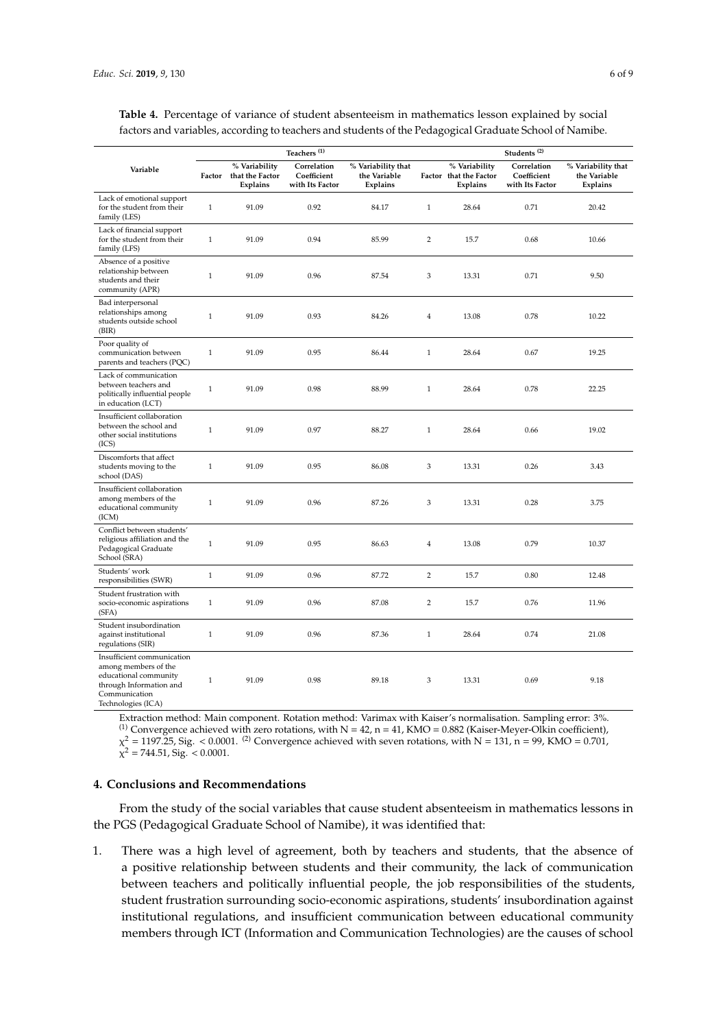**Table 4.** Percentage of variance of student absenteeism in mathematics lesson explained by social factors and variables, according to teachers and students of the Pedagogical Graduate School of Namibe.

| Variable | Teachers (1) | | | | Students (2) | | | |
|---|---|---|---|---|---|---|---|---|
| | Factor | % Variability that the Factor Explains | Correlation Coefficient with Its Factor | % Variability that the Variable Explains | Factor | % Variability that the Factor Explains | Correlation Coefficient with Its Factor | % Variability that the Variable Explains |
| Lack of emotional support for the student from their family (LES) | 1 | 91.09 | 0.92 | 84.17 | 1 | 28.64 | 0.71 | 20.42 |
| Lack of financial support for the student from their family (LFS) | 1 | 91.09 | 0.94 | 85.99 | 2 | 15.7 | 0.68 | 10.66 |
| Absence of a positive relationship between students and their community (APR) | 1 | 91.09 | 0.96 | 87.54 | 3 | 13.31 | 0.71 | 9.50 |
| Bad interpersonal relationships among students outside school (BIR) | 1 | 91.09 | 0.93 | 84.26 | 4 | 13.08 | 0.78 | 10.22 |
| Poor quality of communication between parents and teachers (PQC) | 1 | 91.09 | 0.95 | 86.44 | 1 | 28.64 | 0.67 | 19.25 |
| Lack of communication between teachers and politically influential people in education (LCT) | 1 | 91.09 | 0.98 | 88.99 | 1 | 28.64 | 0.78 | 22.25 |
| Insufficient collaboration between the school and other social institutions (ICS) | 1 | 91.09 | 0.97 | 88.27 | 1 | 28.64 | 0.66 | 19.02 |
| Discomforts that affect students moving to the school (DAS) | 1 | 91.09 | 0.95 | 86.08 | 3 | 13.31 | 0.26 | 3.43 |
| Insufficient collaboration among members of the educational community (ICM) | 1 | 91.09 | 0.96 | 87.26 | 3 | 13.31 | 0.28 | 3.75 |
| Conflict between students' religious affiliation and the Pedagogical Graduate School (SRA) | 1 | 91.09 | 0.95 | 86.63 | 4 | 13.08 | 0.79 | 10.37 |
| Students' work responsibilities (SWR) | 1 | 91.09 | 0.96 | 87.72 | 2 | 15.7 | 0.80 | 12.48 |
| Student frustration with socio-economic aspirations (SFA) | 1 | 91.09 | 0.96 | 87.08 | 2 | 15.7 | 0.76 | 11.96 |
| Student insubordination against institutional regulations (SIR) | 1 | 91.09 | 0.96 | 87.36 | 1 | 28.64 | 0.74 | 21.08 |
| Insufficient communication among members of the educational community through Information and Communication Technologies (ICA) | 1 | 91.09 | 0.98 | 89.18 | 3 | 13.31 | 0.69 | 9.18 |

Extraction method: Main component. Rotation method: Varimax with Kaiser's normalisation. Sampling error: 3%. (1) Convergence achieved with zero rotations, with N = 42, n = 41, KMO = 0.882 (Kaiser-Meyer-Olkin coefficient), $\chi^2 = 1197.25$, Sig. $< 0.0001$. (2) Convergence achieved with seven rotations, with N = 131, n = 99, KMO = 0.701, $\chi^2 = 744.51$, Sig. $< 0.0001$.

## 4. Conclusions and Recommendations

From the study of the social variables that cause student absenteeism in mathematics lessons in the PGS (Pedagogical Graduate School of Namibe), it was identified that:

1. There was a high level of agreement, both by teachers and students, that the absence of a positive relationship between students and their community, the lack of communication between teachers and politically influential people, the job responsibilities of the students, student frustration surrounding socio-economic aspirations, students' insubordination against institutional regulations, and insufficient communication between educational community members through ICT (Information and Communication Technologies) are the causes of school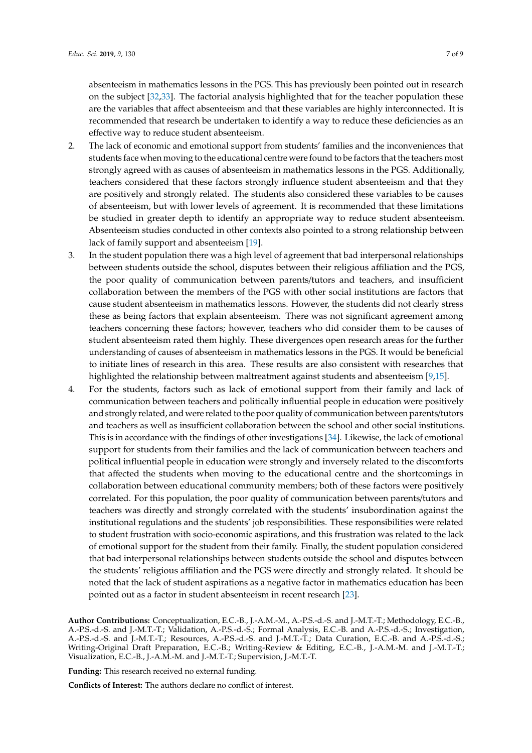absenteeism in mathematics lessons in the PGS. This has previously been pointed out in research on the subject [32,33]. The factorial analysis highlighted that for the teacher population these are the variables that affect absenteeism and that these variables are highly interconnected. It is recommended that research be undertaken to identify a way to reduce these deficiencies as an effective way to reduce student absenteeism.

2. The lack of economic and emotional support from students' families and the inconveniences that students face when moving to the educational centre were found to be factors that the teachers most strongly agreed with as causes of absenteeism in mathematics lessons in the PGS. Additionally, teachers considered that these factors strongly influence student absenteeism and that they are positively and strongly related. The students also considered these variables to be causes of absenteeism, but with lower levels of agreement. It is recommended that these limitations be studied in greater depth to identify an appropriate way to reduce student absenteeism. Absenteeism studies conducted in other contexts also pointed to a strong relationship between lack of family support and absenteeism [19].
3. In the student population there was a high level of agreement that bad interpersonal relationships between students outside the school, disputes between their religious affiliation and the PGS, the poor quality of communication between parents/tutors and teachers, and insufficient collaboration between the members of the PGS with other social institutions are factors that cause student absenteeism in mathematics lessons. However, the students did not clearly stress these as being factors that explain absenteeism. There was not significant agreement among teachers concerning these factors; however, teachers who did consider them to be causes of student absenteeism rated them highly. These divergences open research areas for the further understanding of causes of absenteeism in mathematics lessons in the PGS. It would be beneficial to initiate lines of research in this area. These results are also consistent with researches that highlighted the relationship between maltreatment against students and absenteeism [9,15].
4. For the students, factors such as lack of emotional support from their family and lack of communication between teachers and politically influential people in education were positively and strongly related, and were related to the poor quality of communication between parents/tutors and teachers as well as insufficient collaboration between the school and other social institutions. This is in accordance with the findings of other investigations [34]. Likewise, the lack of emotional support for students from their families and the lack of communication between teachers and political influential people in education were strongly and inversely related to the discomforts that affected the students when moving to the educational centre and the shortcomings in collaboration between educational community members; both of these factors were positively correlated. For this population, the poor quality of communication between parents/tutors and teachers was directly and strongly correlated with the students' insubordination against the institutional regulations and the students' job responsibilities. These responsibilities were related to student frustration with socio-economic aspirations, and this frustration was related to the lack of emotional support for the student from their family. Finally, the student population considered that bad interpersonal relationships between students outside the school and disputes between the students' religious affiliation and the PGS were directly and strongly related. It should be noted that the lack of student aspirations as a negative factor in mathematics education has been pointed out as a factor in student absenteeism in recent research [23].

**Author Contributions:** Conceptualization, E.C.-B., J.-A.M.-M., A.-P.S.-d.-S. and J.-M.T.-T.; Methodology, E.C.-B., A.-P.S.-d.-S. and J.-M.T.-T.; Validation, A.-P.S.-d.-S.; Formal Analysis, E.C.-B. and A.-P.S.-d.-S.; Investigation, A.-P.S.-d.-S. and J.-M.T.-T.; Resources, A.-P.S.-d.-S. and J.-M.T.-T.; Data Curation, E.C.-B. and A.-P.S.-d.-S.; Writing-Original Draft Preparation, E.C.-B.; Writing-Review & Editing, E.C.-B., J.-A.M.-M. and J.-M.T.-T.; Visualization, E.C.-B., J.-A.M.-M. and J.-M.T.-T.; Supervision, J.-M.T.-T.

**Funding:** This research received no external funding.

**Conflicts of Interest:** The authors declare no conflict of interest.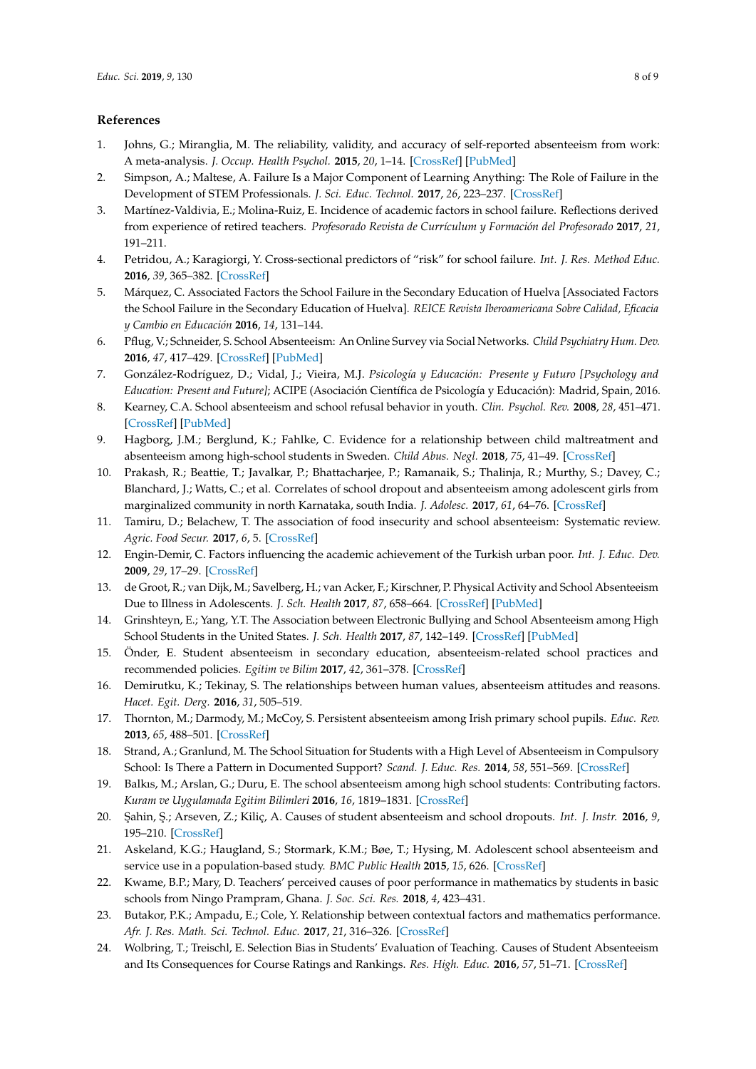## References

1. Johns, G.; Miranglia, M. The reliability, validity, and accuracy of self-reported absenteeism from work: A meta-analysis. *J. Occup. Health Psychol.* **2015**, *20*, 1–14. [CrossRef] [PubMed]
2. Simpson, A.; Maltese, A. Failure Is a Major Component of Learning Anything: The Role of Failure in the Development of STEM Professionals. *J. Sci. Educ. Technol.* **2017**, *26*, 223–237. [CrossRef]
3. Martínez-Valdivia, E.; Molina-Ruiz, E. Incidence of academic factors in school failure. Reflections derived from experience of retired teachers. *Profesorado Revista de Currículum y Formación del Profesorado* **2017**, *21*, 191–211.
4. Petridou, A.; Karagiorgi, Y. Cross-sectional predictors of "risk" for school failure. *Int. J. Res. Method Educ.* **2016**, *39*, 365–382. [CrossRef]
5. Márquez, C. Associated Factors the School Failure in the Secondary Education of Huelva [Associated Factors the School Failure in the Secondary Education of Huelva]. *REICE Revista Iberoamericana Sobre Calidad, Eficacia y Cambio en Educación* **2016**, *14*, 131–144.
6. Pflug, V.; Schneider, S. School Absenteeism: An Online Survey via Social Networks. *Child Psychiatry Hum. Dev.* **2016**, *47*, 417–429. [CrossRef] [PubMed]
7. González-Rodríguez, D.; Vidal, J.; Vieira, M.J. *Psicología y Educación: Presente y Futuro [Psychology and Education: Present and Future]*; ACIPE (Asociación Científica de Psicología y Educación): Madrid, Spain, 2016.
8. Kearney, C.A. School absenteeism and school refusal behavior in youth. *Clin. Psychol. Rev.* **2008**, *28*, 451–471. [CrossRef] [PubMed]
9. Hagborg, J.M.; Berglund, K.; Fahlke, C. Evidence for a relationship between child maltreatment and absenteeism among high-school students in Sweden. *Child Abus. Negl.* **2018**, *75*, 41–49. [CrossRef]
10. Prakash, R.; Beattie, T.; Javalkar, P.; Bhattacharjee, P.; Ramanaik, S.; Thalinja, R.; Murthy, S.; Davey, C.; Blanchard, J.; Watts, C.; et al. Correlates of school dropout and absenteeism among adolescent girls from marginalized community in north Karnataka, south India. *J. Adolesc.* **2017**, *61*, 64–76. [CrossRef]
11. Tamiru, D.; Belachew, T. The association of food insecurity and school absenteeism: Systematic review. *Agric. Food Secur.* **2017**, *6*, 5. [CrossRef]
12. Engin-Demir, C. Factors influencing the academic achievement of the Turkish urban poor. *Int. J. Educ. Dev.* **2009**, *29*, 17–29. [CrossRef]
13. de Groot, R.; van Dijk, M.; Savelberg, H.; van Acker, F.; Kirschner, P. Physical Activity and School Absenteeism Due to Illness in Adolescents. *J. Sch. Health* **2017**, *87*, 658–664. [CrossRef] [PubMed]
14. Grinshteyn, E.; Yang, Y.T. The Association between Electronic Bullying and School Absenteeism among High School Students in the United States. *J. Sch. Health* **2017**, *87*, 142–149. [CrossRef] [PubMed]
15. Önder, E. Student absenteeism in secondary education, absenteeism-related school practices and recommended policies. *Egitim ve Bilim* **2017**, *42*, 361–378. [CrossRef]
16. Demirutku, K.; Tekinay, S. The relationships between human values, absenteeism attitudes and reasons. *Hacet. Egit. Derg.* **2016**, *31*, 505–519.
17. Thornton, M.; Darmody, M.; McCoy, S. Persistent absenteeism among Irish primary school pupils. *Educ. Rev.* **2013**, *65*, 488–501. [CrossRef]
18. Strand, A.; Granlund, M. The School Situation for Students with a High Level of Absenteeism in Compulsory School: Is There a Pattern in Documented Support? *Scand. J. Educ. Res.* **2014**, *58*, 551–569. [CrossRef]
19. Balkıs, M.; Arslan, G.; Duru, E. The school absenteeism among high school students: Contributing factors. *Kuram ve Uygulamada Egitim Bilimleri* **2016**, *16*, 1819–1831. [CrossRef]
20. Şahin, Ş.; Arseven, Z.; Kiliç, A. Causes of student absenteeism and school dropouts. *Int. J. Instr.* **2016**, *9*, 195–210. [CrossRef]
21. Askeland, K.G.; Haugland, S.; Stormark, K.M.; Bøe, T.; Hysing, M. Adolescent school absenteeism and service use in a population-based study. *BMC Public Health* **2015**, *15*, 626. [CrossRef]
22. Kwame, B.P.; Mary, D. Teachers' perceived causes of poor performance in mathematics by students in basic schools from Ningo Prampram, Ghana. *J. Soc. Sci. Res.* **2018**, *4*, 423–431.
23. Butakor, P.K.; Ampadu, E.; Cole, Y. Relationship between contextual factors and mathematics performance. *Afr. J. Res. Math. Sci. Technol. Educ.* **2017**, *21*, 316–326. [CrossRef]
24. Wolbring, T.; Treischl, E. Selection Bias in Students' Evaluation of Teaching. Causes of Student Absenteeism and Its Consequences for Course Ratings and Rankings. *Res. High. Educ.* **2016**, *57*, 51–71. [CrossRef]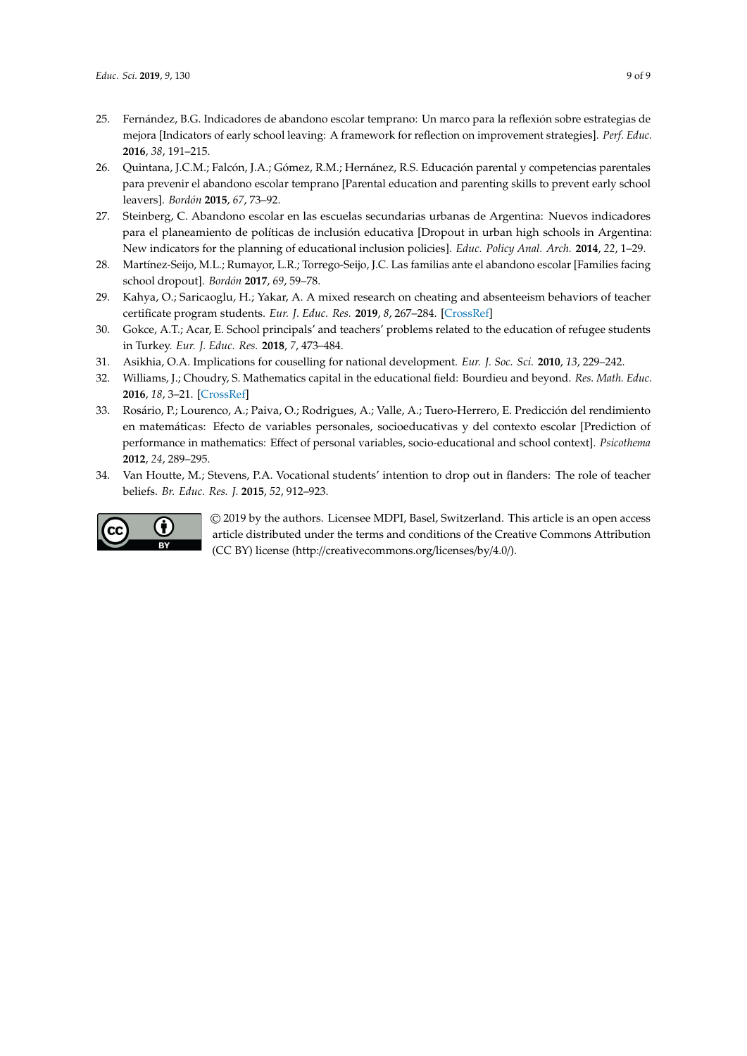25. Fernández, B.G. Indicadores de abandono escolar temprano: Un marco para la reflexión sobre estrategias de mejora [Indicators of early school leaving: A framework for reflection on improvement strategies]. *Perf. Educ.* **2016**, *38*, 191–215.
26. Quintana, J.C.M.; Falcón, J.A.; Gómez, R.M.; Hernánez, R.S. Educación parental y competencias parentales para prevenir el abandono escolar temprano [Parental education and parenting skills to prevent early school leavers]. *Bordón* **2015**, *67*, 73–92.
27. Steinberg, C. Abandono escolar en las escuelas secundarias urbanas de Argentina: Nuevos indicadores para el planeamiento de políticas de inclusión educativa [Dropout in urban high schools in Argentina: New indicators for the planning of educational inclusion policies]. *Educ. Policy Anal. Arch.* **2014**, *22*, 1–29.
28. Martínez-Seijo, M.L.; Rumayor, L.R.; Torrego-Seijo, J.C. Las familias ante el abandono escolar [Families facing school dropout]. *Bordón* **2017**, *69*, 59–78.
29. Kahya, O.; Saricaoglu, H.; Yakar, A. A mixed research on cheating and absenteeism behaviors of teacher certificate program students. *Eur. J. Educ. Res.* **2019**, *8*, 267–284. [CrossRef]
30. Gokce, A.T.; Acar, E. School principals' and teachers' problems related to the education of refugee students in Turkey. *Eur. J. Educ. Res.* **2018**, *7*, 473–484.
31. Asikhia, O.A. Implications for couselling for national development. *Eur. J. Soc. Sci.* **2010**, *13*, 229–242.
32. Williams, J.; Choudry, S. Mathematics capital in the educational field: Bourdieu and beyond. *Res. Math. Educ.* **2016**, *18*, 3–21. [CrossRef]
33. Rosário, P.; Lourenco, A.; Paiva, O.; Rodrigues, A.; Valle, A.; Tuero-Herrero, E. Predicción del rendimiento en matemáticas: Efecto de variables personales, socioeducativas y del contexto escolar [Prediction of performance in mathematics: Effect of personal variables, socio-educational and school context]. *Psicothema* **2012**, *24*, 289–295.
34. Van Houtte, M.; Stevens, P.A. Vocational students' intention to drop out in flanders: The role of teacher beliefs. *Br. Educ. Res. J.* **2015**, *52*, 912–923.

© 2019 by the authors. Licensee MDPI, Basel, Switzerland. This article is an open access article distributed under the terms and conditions of the Creative Commons Attribution (CC BY) license (http://creativecommons.org/licenses/by/4.0/).